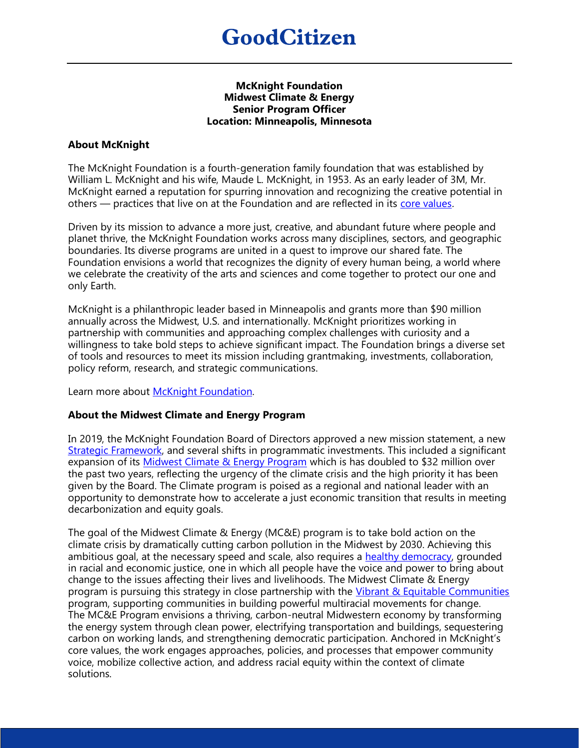# GoodCitizen

**McKnight Foundation**
**Midwest Climate & Energy**
**Senior Program Officer**
**Location: Minneapolis, Minnesota**

## About McKnight

The McKnight Foundation is a fourth-generation family foundation that was established by William L. McKnight and his wife, Maude L. McKnight, in 1953. As an early leader of 3M, Mr. McKnight earned a reputation for spurring innovation and recognizing the creative potential in others — practices that live on at the Foundation and are reflected in its core values.

Driven by its mission to advance a more just, creative, and abundant future where people and planet thrive, the McKnight Foundation works across many disciplines, sectors, and geographic boundaries. Its diverse programs are united in a quest to improve our shared fate. The Foundation envisions a world that recognizes the dignity of every human being, a world where we celebrate the creativity of the arts and sciences and come together to protect our one and only Earth.

McKnight is a philanthropic leader based in Minneapolis and grants more than $90 million annually across the Midwest, U.S. and internationally. McKnight prioritizes working in partnership with communities and approaching complex challenges with curiosity and a willingness to take bold steps to achieve significant impact. The Foundation brings a diverse set of tools and resources to meet its mission including grantmaking, investments, collaboration, policy reform, research, and strategic communications.

Learn more about McKnight Foundation.

## About the Midwest Climate and Energy Program

In 2019, the McKnight Foundation Board of Directors approved a new mission statement, a new Strategic Framework, and several shifts in programmatic investments. This included a significant expansion of its Midwest Climate & Energy Program which is has doubled to $32 million over the past two years, reflecting the urgency of the climate crisis and the high priority it has been given by the Board. The Climate program is poised as a regional and national leader with an opportunity to demonstrate how to accelerate a just economic transition that results in meeting decarbonization and equity goals.

The goal of the Midwest Climate & Energy (MC&E) program is to take bold action on the climate crisis by dramatically cutting carbon pollution in the Midwest by 2030. Achieving this ambitious goal, at the necessary speed and scale, also requires a healthy democracy, grounded in racial and economic justice, one in which all people have the voice and power to bring about change to the issues affecting their lives and livelihoods. The Midwest Climate & Energy program is pursuing this strategy in close partnership with the Vibrant & Equitable Communities program, supporting communities in building powerful multiracial movements for change. The MC&E Program envisions a thriving, carbon-neutral Midwestern economy by transforming the energy system through clean power, electrifying transportation and buildings, sequestering carbon on working lands, and strengthening democratic participation. Anchored in McKnight's core values, the work engages approaches, policies, and processes that empower community voice, mobilize collective action, and address racial equity within the context of climate solutions.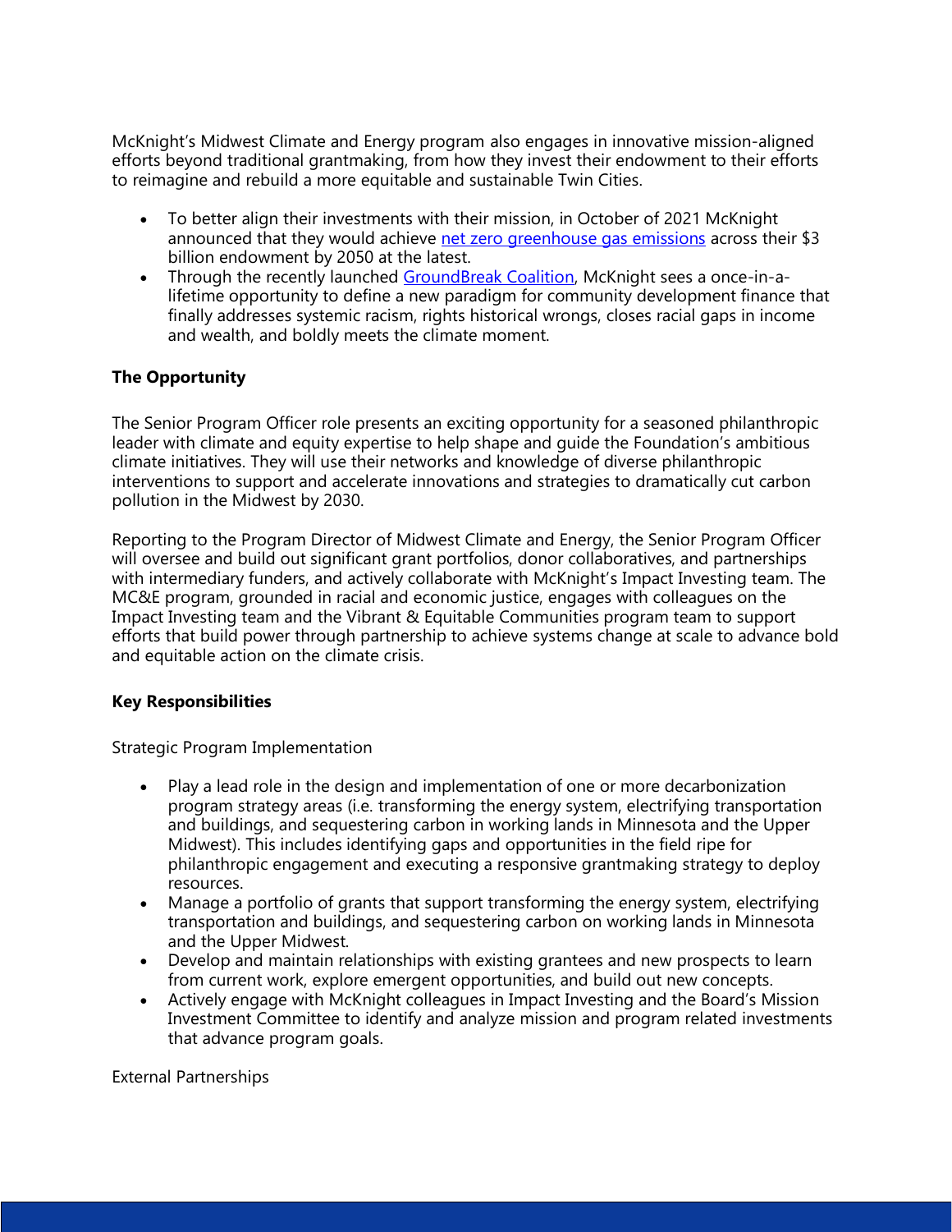McKnight's Midwest Climate and Energy program also engages in innovative mission-aligned efforts beyond traditional grantmaking, from how they invest their endowment to their efforts to reimagine and rebuild a more equitable and sustainable Twin Cities.

- To better align their investments with their mission, in October of 2021 McKnight announced that they would achieve net zero greenhouse gas emissions across their $3 billion endowment by 2050 at the latest.
- Through the recently launched GroundBreak Coalition, McKnight sees a once-in-a-lifetime opportunity to define a new paradigm for community development finance that finally addresses systemic racism, rights historical wrongs, closes racial gaps in income and wealth, and boldly meets the climate moment.

**The Opportunity**

The Senior Program Officer role presents an exciting opportunity for a seasoned philanthropic leader with climate and equity expertise to help shape and guide the Foundation's ambitious climate initiatives. They will use their networks and knowledge of diverse philanthropic interventions to support and accelerate innovations and strategies to dramatically cut carbon pollution in the Midwest by 2030.

Reporting to the Program Director of Midwest Climate and Energy, the Senior Program Officer will oversee and build out significant grant portfolios, donor collaboratives, and partnerships with intermediary funders, and actively collaborate with McKnight's Impact Investing team. The MC&E program, grounded in racial and economic justice, engages with colleagues on the Impact Investing team and the Vibrant & Equitable Communities program team to support efforts that build power through partnership to achieve systems change at scale to advance bold and equitable action on the climate crisis.

**Key Responsibilities**

Strategic Program Implementation

- Play a lead role in the design and implementation of one or more decarbonization program strategy areas (i.e. transforming the energy system, electrifying transportation and buildings, and sequestering carbon in working lands in Minnesota and the Upper Midwest). This includes identifying gaps and opportunities in the field ripe for philanthropic engagement and executing a responsive grantmaking strategy to deploy resources.
- Manage a portfolio of grants that support transforming the energy system, electrifying transportation and buildings, and sequestering carbon on working lands in Minnesota and the Upper Midwest.
- Develop and maintain relationships with existing grantees and new prospects to learn from current work, explore emergent opportunities, and build out new concepts.
- Actively engage with McKnight colleagues in Impact Investing and the Board's Mission Investment Committee to identify and analyze mission and program related investments that advance program goals.

External Partnerships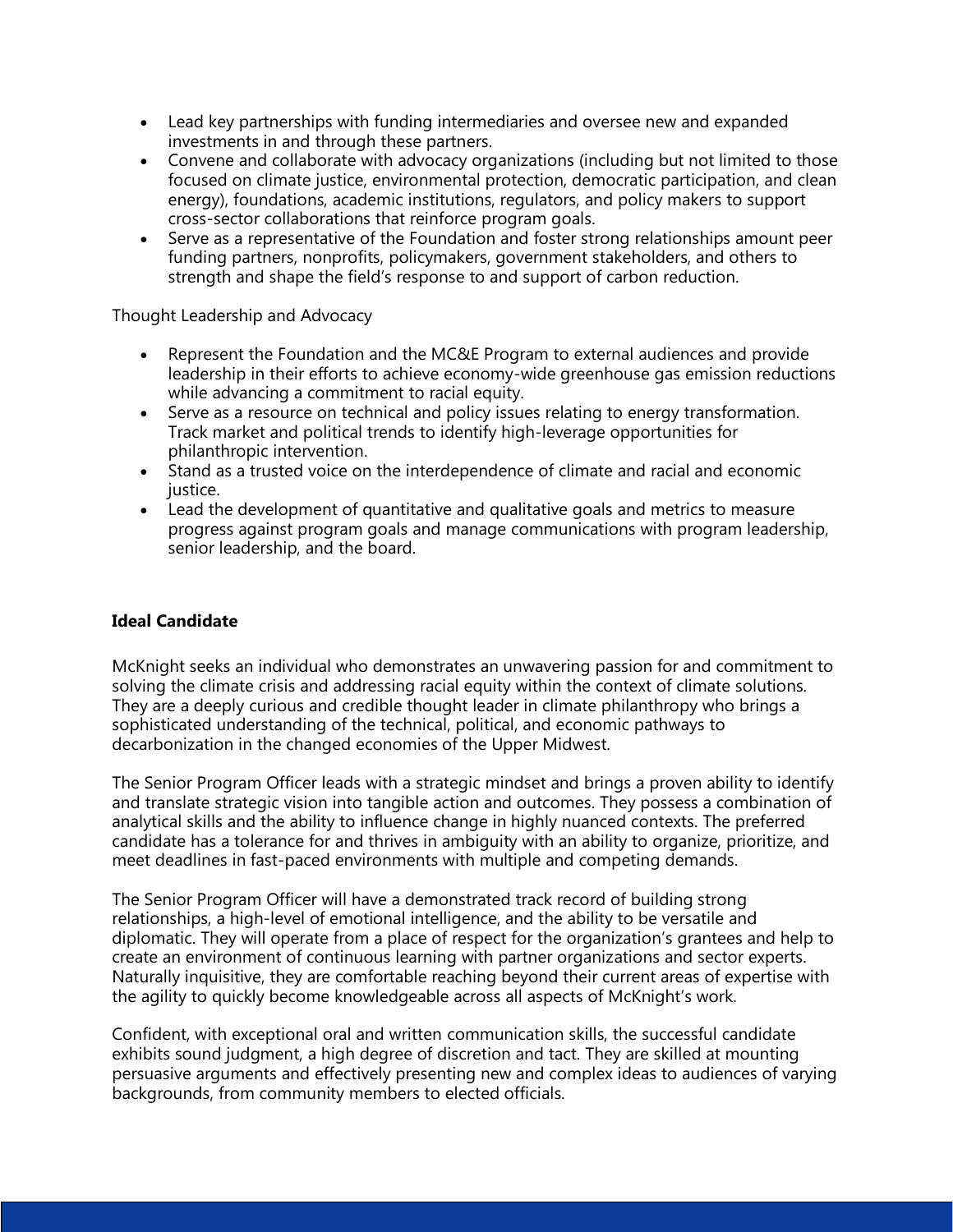- Lead key partnerships with funding intermediaries and oversee new and expanded investments in and through these partners.
- Convene and collaborate with advocacy organizations (including but not limited to those focused on climate justice, environmental protection, democratic participation, and clean energy), foundations, academic institutions, regulators, and policy makers to support cross-sector collaborations that reinforce program goals.
- Serve as a representative of the Foundation and foster strong relationships amount peer funding partners, nonprofits, policymakers, government stakeholders, and others to strength and shape the field's response to and support of carbon reduction.

Thought Leadership and Advocacy

- Represent the Foundation and the MC&E Program to external audiences and provide leadership in their efforts to achieve economy-wide greenhouse gas emission reductions while advancing a commitment to racial equity.
- Serve as a resource on technical and policy issues relating to energy transformation. Track market and political trends to identify high-leverage opportunities for philanthropic intervention.
- Stand as a trusted voice on the interdependence of climate and racial and economic justice.
- Lead the development of quantitative and qualitative goals and metrics to measure progress against program goals and manage communications with program leadership, senior leadership, and the board.

**Ideal Candidate**

McKnight seeks an individual who demonstrates an unwavering passion for and commitment to solving the climate crisis and addressing racial equity within the context of climate solutions. They are a deeply curious and credible thought leader in climate philanthropy who brings a sophisticated understanding of the technical, political, and economic pathways to decarbonization in the changed economies of the Upper Midwest.

The Senior Program Officer leads with a strategic mindset and brings a proven ability to identify and translate strategic vision into tangible action and outcomes. They possess a combination of analytical skills and the ability to influence change in highly nuanced contexts. The preferred candidate has a tolerance for and thrives in ambiguity with an ability to organize, prioritize, and meet deadlines in fast-paced environments with multiple and competing demands.

The Senior Program Officer will have a demonstrated track record of building strong relationships, a high-level of emotional intelligence, and the ability to be versatile and diplomatic. They will operate from a place of respect for the organization's grantees and help to create an environment of continuous learning with partner organizations and sector experts. Naturally inquisitive, they are comfortable reaching beyond their current areas of expertise with the agility to quickly become knowledgeable across all aspects of McKnight's work.

Confident, with exceptional oral and written communication skills, the successful candidate exhibits sound judgment, a high degree of discretion and tact. They are skilled at mounting persuasive arguments and effectively presenting new and complex ideas to audiences of varying backgrounds, from community members to elected officials.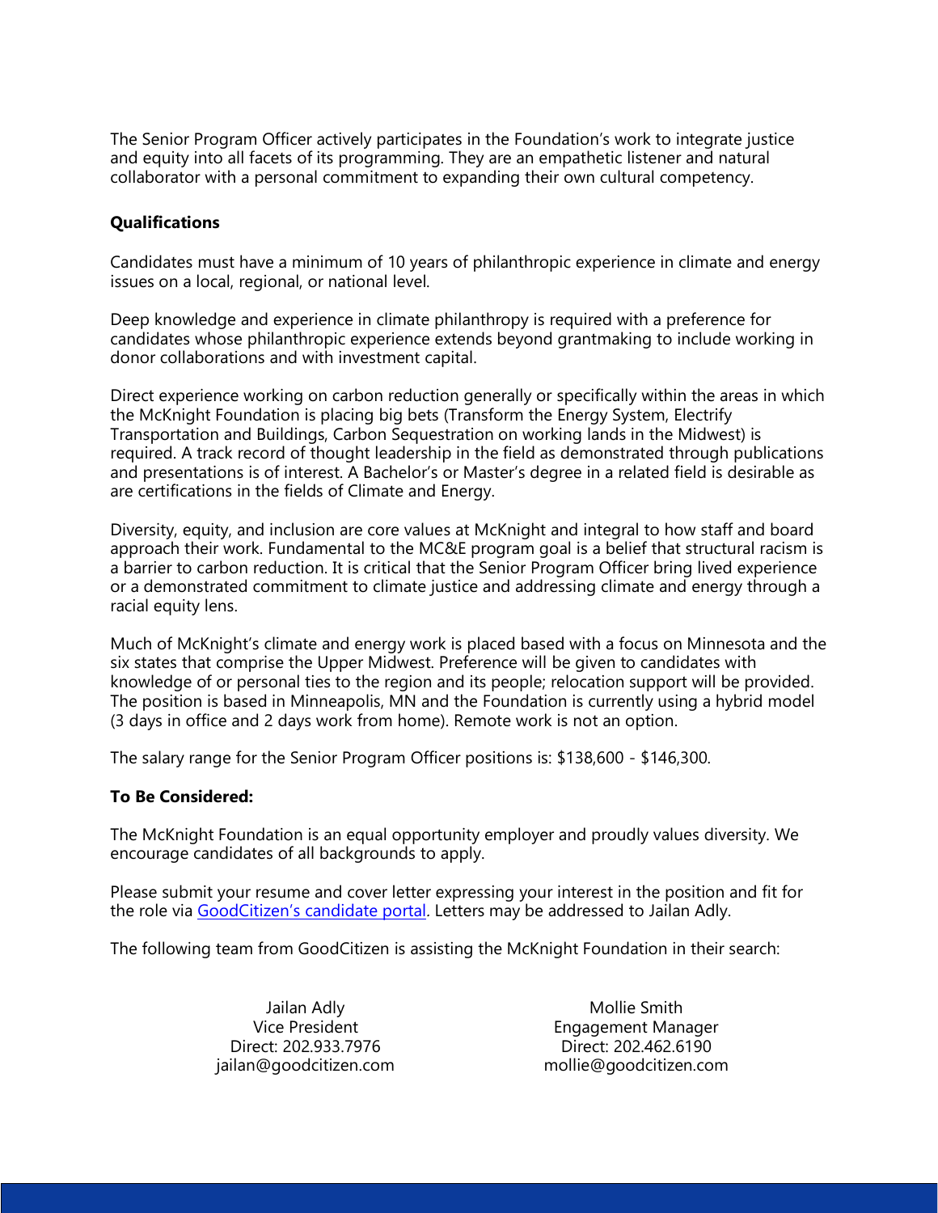The Senior Program Officer actively participates in the Foundation's work to integrate justice and equity into all facets of its programming. They are an empathetic listener and natural collaborator with a personal commitment to expanding their own cultural competency.

**Qualifications**

Candidates must have a minimum of 10 years of philanthropic experience in climate and energy issues on a local, regional, or national level.

Deep knowledge and experience in climate philanthropy is required with a preference for candidates whose philanthropic experience extends beyond grantmaking to include working in donor collaborations and with investment capital.

Direct experience working on carbon reduction generally or specifically within the areas in which the McKnight Foundation is placing big bets (Transform the Energy System, Electrify Transportation and Buildings, Carbon Sequestration on working lands in the Midwest) is required. A track record of thought leadership in the field as demonstrated through publications and presentations is of interest. A Bachelor's or Master's degree in a related field is desirable as are certifications in the fields of Climate and Energy.

Diversity, equity, and inclusion are core values at McKnight and integral to how staff and board approach their work. Fundamental to the MC&E program goal is a belief that structural racism is a barrier to carbon reduction. It is critical that the Senior Program Officer bring lived experience or a demonstrated commitment to climate justice and addressing climate and energy through a racial equity lens.

Much of McKnight's climate and energy work is placed based with a focus on Minnesota and the six states that comprise the Upper Midwest. Preference will be given to candidates with knowledge of or personal ties to the region and its people; relocation support will be provided. The position is based in Minneapolis, MN and the Foundation is currently using a hybrid model (3 days in office and 2 days work from home). Remote work is not an option.

The salary range for the Senior Program Officer positions is: $138,600 - $146,300.

**To Be Considered:**

The McKnight Foundation is an equal opportunity employer and proudly values diversity. We encourage candidates of all backgrounds to apply.

Please submit your resume and cover letter expressing your interest in the position and fit for the role via [GoodCitizen's candidate portal](). Letters may be addressed to Jailan Adly.

The following team from GoodCitizen is assisting the McKnight Foundation in their search:

Jailan Adly
Vice President
Direct: 202.933.7976
jailan@goodcitizen.com

Mollie Smith
Engagement Manager
Direct: 202.462.6190
mollie@goodcitizen.com